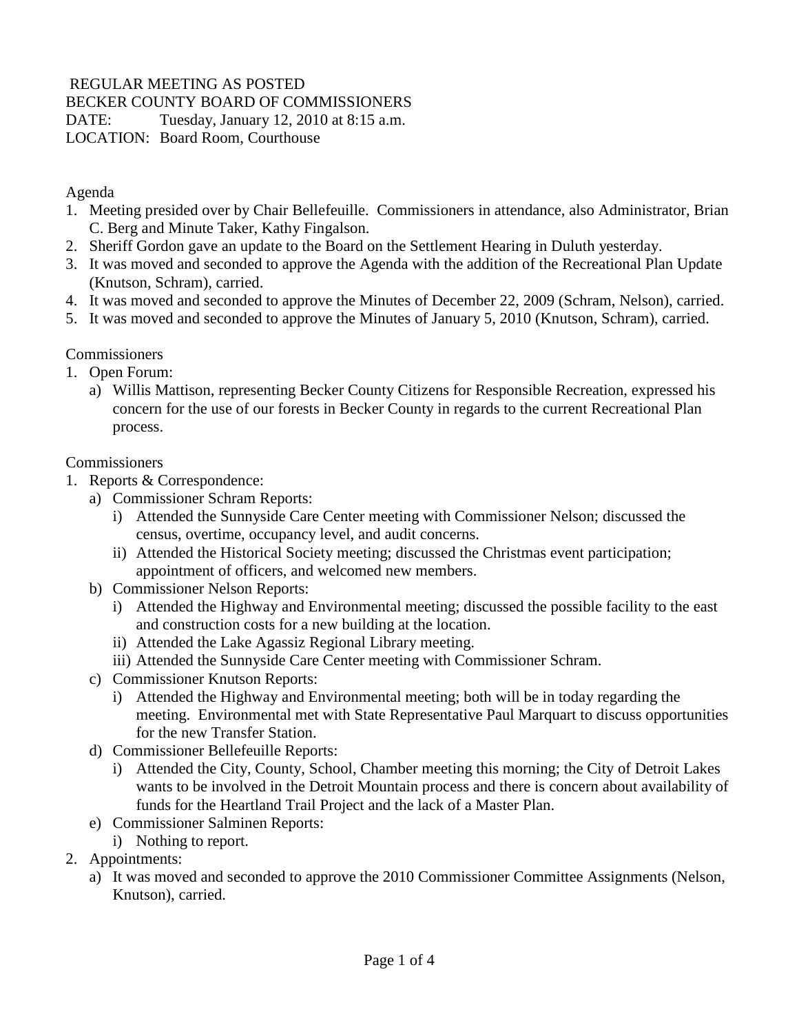REGULAR MEETING AS POSTED
BECKER COUNTY BOARD OF COMMISSIONERS
DATE: Tuesday, January 12, 2010 at 8:15 a.m.
LOCATION: Board Room, Courthouse

Agenda

1. Meeting presided over by Chair Bellefeuille. Commissioners in attendance, also Administrator, Brian C. Berg and Minute Taker, Kathy Fingalson.
2. Sheriff Gordon gave an update to the Board on the Settlement Hearing in Duluth yesterday.
3. It was moved and seconded to approve the Agenda with the addition of the Recreational Plan Update (Knutson, Schram), carried.
4. It was moved and seconded to approve the Minutes of December 22, 2009 (Schram, Nelson), carried.
5. It was moved and seconded to approve the Minutes of January 5, 2010 (Knutson, Schram), carried.

Commissioners

1. Open Forum:
   a) Willis Mattison, representing Becker County Citizens for Responsible Recreation, expressed his concern for the use of our forests in Becker County in regards to the current Recreational Plan process.

Commissioners

1. Reports & Correspondence:
   a) Commissioner Schram Reports:
      i) Attended the Sunnyside Care Center meeting with Commissioner Nelson; discussed the census, overtime, occupancy level, and audit concerns.
      ii) Attended the Historical Society meeting; discussed the Christmas event participation; appointment of officers, and welcomed new members.
   b) Commissioner Nelson Reports:
      i) Attended the Highway and Environmental meeting; discussed the possible facility to the east and construction costs for a new building at the location.
      ii) Attended the Lake Agassiz Regional Library meeting.
      iii) Attended the Sunnyside Care Center meeting with Commissioner Schram.
   c) Commissioner Knutson Reports:
      i) Attended the Highway and Environmental meeting; both will be in today regarding the meeting. Environmental met with State Representative Paul Marquart to discuss opportunities for the new Transfer Station.
   d) Commissioner Bellefeuille Reports:
      i) Attended the City, County, School, Chamber meeting this morning; the City of Detroit Lakes wants to be involved in the Detroit Mountain process and there is concern about availability of funds for the Heartland Trail Project and the lack of a Master Plan.
   e) Commissioner Salminen Reports:
      i) Nothing to report.
2. Appointments:
   a) It was moved and seconded to approve the 2010 Commissioner Committee Assignments (Nelson, Knutson), carried.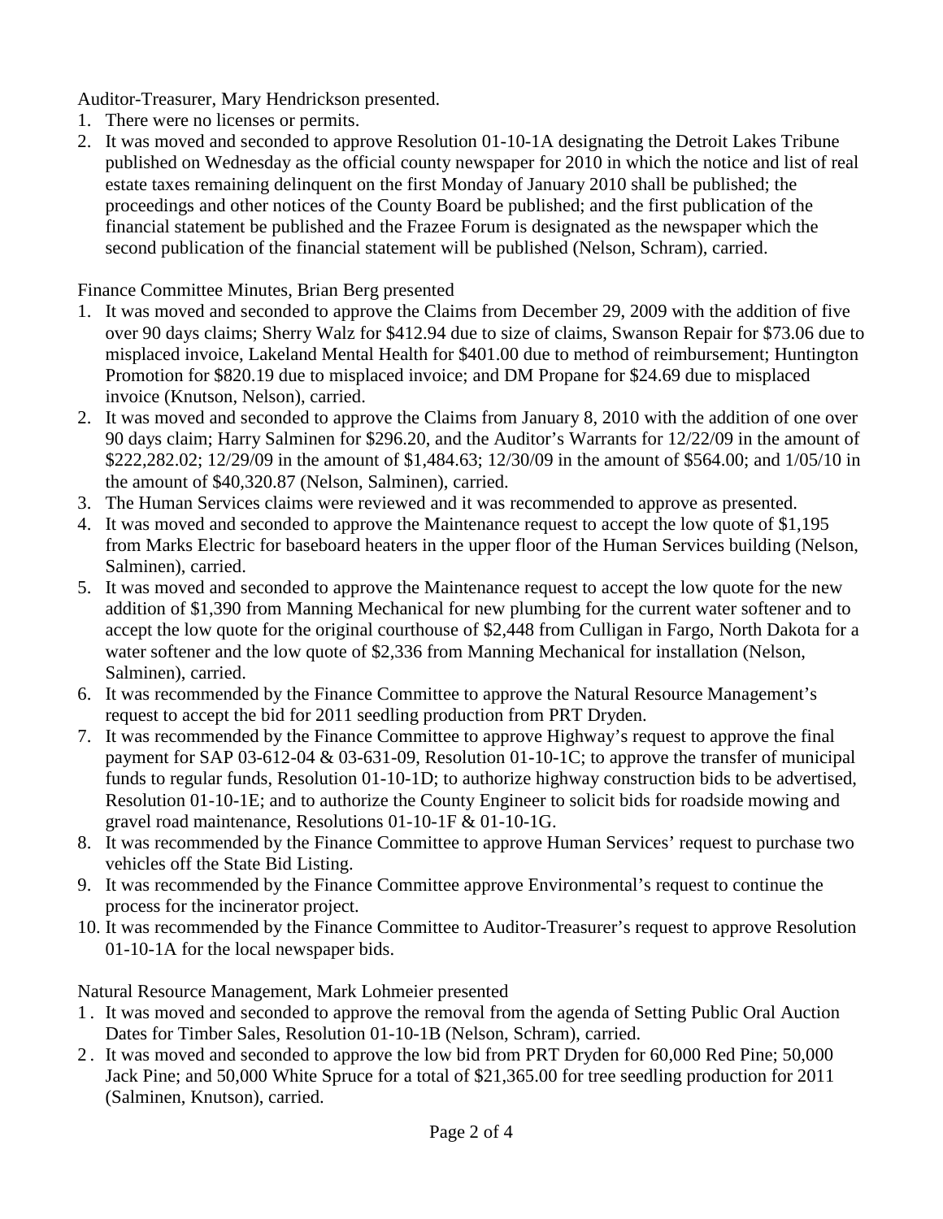Auditor-Treasurer, Mary Hendrickson presented.

1. There were no licenses or permits.
2. It was moved and seconded to approve Resolution 01-10-1A designating the Detroit Lakes Tribune published on Wednesday as the official county newspaper for 2010 in which the notice and list of real estate taxes remaining delinquent on the first Monday of January 2010 shall be published; the proceedings and other notices of the County Board be published; and the first publication of the financial statement be published and the Frazee Forum is designated as the newspaper which the second publication of the financial statement will be published (Nelson, Schram), carried.

Finance Committee Minutes, Brian Berg presented

1. It was moved and seconded to approve the Claims from December 29, 2009 with the addition of five over 90 days claims; Sherry Walz for $412.94 due to size of claims, Swanson Repair for $73.06 due to misplaced invoice, Lakeland Mental Health for $401.00 due to method of reimbursement; Huntington Promotion for $820.19 due to misplaced invoice; and DM Propane for $24.69 due to misplaced invoice (Knutson, Nelson), carried.
2. It was moved and seconded to approve the Claims from January 8, 2010 with the addition of one over 90 days claim; Harry Salminen for $296.20, and the Auditor's Warrants for 12/22/09 in the amount of $222,282.02; 12/29/09 in the amount of $1,484.63; 12/30/09 in the amount of $564.00; and 1/05/10 in the amount of $40,320.87 (Nelson, Salminen), carried.
3. The Human Services claims were reviewed and it was recommended to approve as presented.
4. It was moved and seconded to approve the Maintenance request to accept the low quote of $1,195 from Marks Electric for baseboard heaters in the upper floor of the Human Services building (Nelson, Salminen), carried.
5. It was moved and seconded to approve the Maintenance request to accept the low quote for the new addition of $1,390 from Manning Mechanical for new plumbing for the current water softener and to accept the low quote for the original courthouse of $2,448 from Culligan in Fargo, North Dakota for a water softener and the low quote of $2,336 from Manning Mechanical for installation (Nelson, Salminen), carried.
6. It was recommended by the Finance Committee to approve the Natural Resource Management's request to accept the bid for 2011 seedling production from PRT Dryden.
7. It was recommended by the Finance Committee to approve Highway's request to approve the final payment for SAP 03-612-04 & 03-631-09, Resolution 01-10-1C; to approve the transfer of municipal funds to regular funds, Resolution 01-10-1D; to authorize highway construction bids to be advertised, Resolution 01-10-1E; and to authorize the County Engineer to solicit bids for roadside mowing and gravel road maintenance, Resolutions 01-10-1F & 01-10-1G.
8. It was recommended by the Finance Committee to approve Human Services' request to purchase two vehicles off the State Bid Listing.
9. It was recommended by the Finance Committee approve Environmental's request to continue the process for the incinerator project.
10. It was recommended by the Finance Committee to Auditor-Treasurer's request to approve Resolution 01-10-1A for the local newspaper bids.

Natural Resource Management, Mark Lohmeier presented

1. It was moved and seconded to approve the removal from the agenda of Setting Public Oral Auction Dates for Timber Sales, Resolution 01-10-1B (Nelson, Schram), carried.
2. It was moved and seconded to approve the low bid from PRT Dryden for 60,000 Red Pine; 50,000 Jack Pine; and 50,000 White Spruce for a total of $21,365.00 for tree seedling production for 2011 (Salminen, Knutson), carried.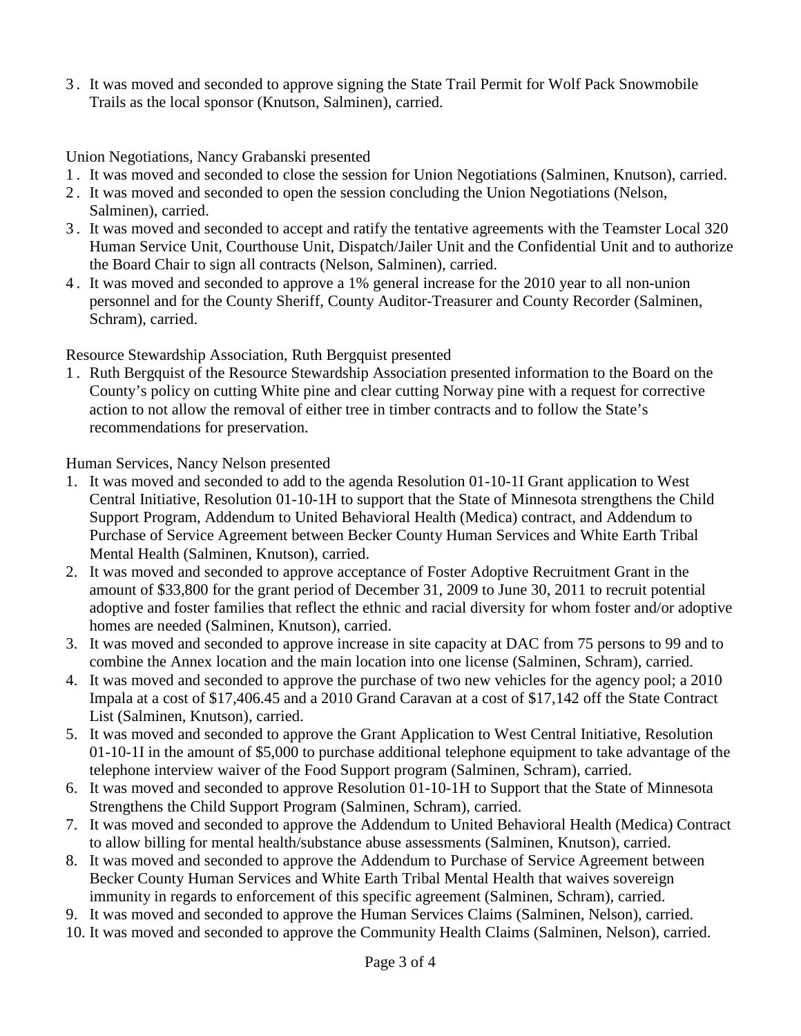3. It was moved and seconded to approve signing the State Trail Permit for Wolf Pack Snowmobile Trails as the local sponsor (Knutson, Salminen), carried.

Union Negotiations, Nancy Grabanski presented

1. It was moved and seconded to close the session for Union Negotiations (Salminen, Knutson), carried.
2. It was moved and seconded to open the session concluding the Union Negotiations (Nelson, Salminen), carried.
3. It was moved and seconded to accept and ratify the tentative agreements with the Teamster Local 320 Human Service Unit, Courthouse Unit, Dispatch/Jailer Unit and the Confidential Unit and to authorize the Board Chair to sign all contracts (Nelson, Salminen), carried.
4. It was moved and seconded to approve a 1% general increase for the 2010 year to all non-union personnel and for the County Sheriff, County Auditor-Treasurer and County Recorder (Salminen, Schram), carried.

Resource Stewardship Association, Ruth Bergquist presented

1. Ruth Bergquist of the Resource Stewardship Association presented information to the Board on the County's policy on cutting White pine and clear cutting Norway pine with a request for corrective action to not allow the removal of either tree in timber contracts and to follow the State's recommendations for preservation.

Human Services, Nancy Nelson presented

1. It was moved and seconded to add to the agenda Resolution 01-10-1I Grant application to West Central Initiative, Resolution 01-10-1H to support that the State of Minnesota strengthens the Child Support Program, Addendum to United Behavioral Health (Medica) contract, and Addendum to Purchase of Service Agreement between Becker County Human Services and White Earth Tribal Mental Health (Salminen, Knutson), carried.
2. It was moved and seconded to approve acceptance of Foster Adoptive Recruitment Grant in the amount of $33,800 for the grant period of December 31, 2009 to June 30, 2011 to recruit potential adoptive and foster families that reflect the ethnic and racial diversity for whom foster and/or adoptive homes are needed (Salminen, Knutson), carried.
3. It was moved and seconded to approve increase in site capacity at DAC from 75 persons to 99 and to combine the Annex location and the main location into one license (Salminen, Schram), carried.
4. It was moved and seconded to approve the purchase of two new vehicles for the agency pool; a 2010 Impala at a cost of $17,406.45 and a 2010 Grand Caravan at a cost of $17,142 off the State Contract List (Salminen, Knutson), carried.
5. It was moved and seconded to approve the Grant Application to West Central Initiative, Resolution 01-10-1I in the amount of $5,000 to purchase additional telephone equipment to take advantage of the telephone interview waiver of the Food Support program (Salminen, Schram), carried.
6. It was moved and seconded to approve Resolution 01-10-1H to Support that the State of Minnesota Strengthens the Child Support Program (Salminen, Schram), carried.
7. It was moved and seconded to approve the Addendum to United Behavioral Health (Medica) Contract to allow billing for mental health/substance abuse assessments (Salminen, Knutson), carried.
8. It was moved and seconded to approve the Addendum to Purchase of Service Agreement between Becker County Human Services and White Earth Tribal Mental Health that waives sovereign immunity in regards to enforcement of this specific agreement (Salminen, Schram), carried.
9. It was moved and seconded to approve the Human Services Claims (Salminen, Nelson), carried.
10. It was moved and seconded to approve the Community Health Claims (Salminen, Nelson), carried.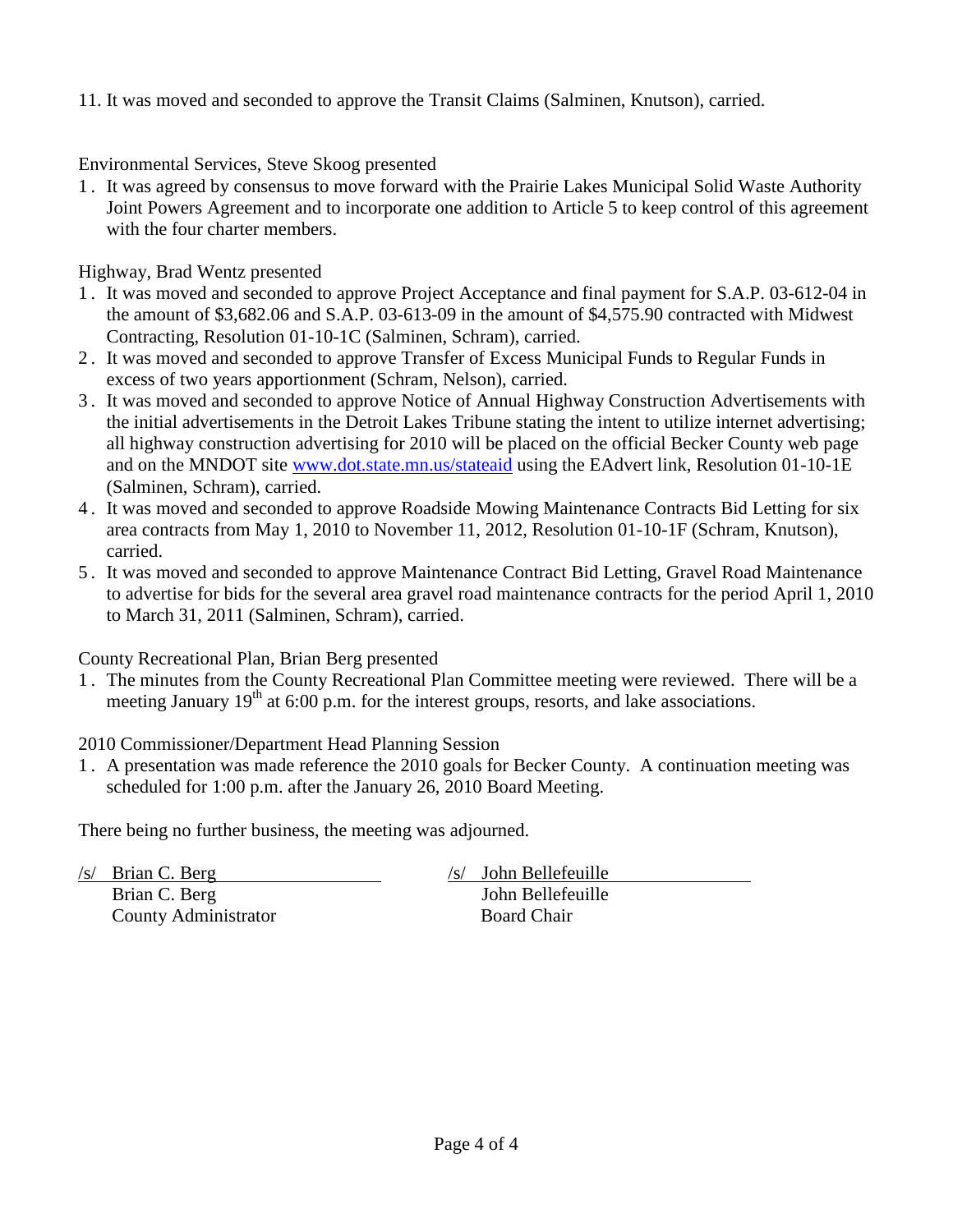11. It was moved and seconded to approve the Transit Claims (Salminen, Knutson), carried.

Environmental Services, Steve Skoog presented

1. It was agreed by consensus to move forward with the Prairie Lakes Municipal Solid Waste Authority Joint Powers Agreement and to incorporate one addition to Article 5 to keep control of this agreement with the four charter members.

Highway, Brad Wentz presented

1. It was moved and seconded to approve Project Acceptance and final payment for S.A.P. 03-612-04 in the amount of $3,682.06 and S.A.P. 03-613-09 in the amount of $4,575.90 contracted with Midwest Contracting, Resolution 01-10-1C (Salminen, Schram), carried.
2. It was moved and seconded to approve Transfer of Excess Municipal Funds to Regular Funds in excess of two years apportionment (Schram, Nelson), carried.
3. It was moved and seconded to approve Notice of Annual Highway Construction Advertisements with the initial advertisements in the Detroit Lakes Tribune stating the intent to utilize internet advertising; all highway construction advertising for 2010 will be placed on the official Becker County web page and on the MNDOT site [www.dot.state.mn.us/stateaid](http://www.dot.state.mn.us/stateaid) using the EAdvert link, Resolution 01-10-1E (Salminen, Schram), carried.
4. It was moved and seconded to approve Roadside Mowing Maintenance Contracts Bid Letting for six area contracts from May 1, 2010 to November 11, 2012, Resolution 01-10-1F (Schram, Knutson), carried.
5. It was moved and seconded to approve Maintenance Contract Bid Letting, Gravel Road Maintenance to advertise for bids for the several area gravel road maintenance contracts for the period April 1, 2010 to March 31, 2011 (Salminen, Schram), carried.

County Recreational Plan, Brian Berg presented

1. The minutes from the County Recreational Plan Committee meeting were reviewed. There will be a meeting January 19th at 6:00 p.m. for the interest groups, resorts, and lake associations.

2010 Commissioner/Department Head Planning Session

1. A presentation was made reference the 2010 goals for Becker County. A continuation meeting was scheduled for 1:00 p.m. after the January 26, 2010 Board Meeting.

There being no further business, the meeting was adjourned.

| | |
|---|---|
| /s/ Brian C. Berg | /s/ John Bellefeuille |
| Brian C. Berg | John Bellefeuille |
| County Administrator | Board Chair |